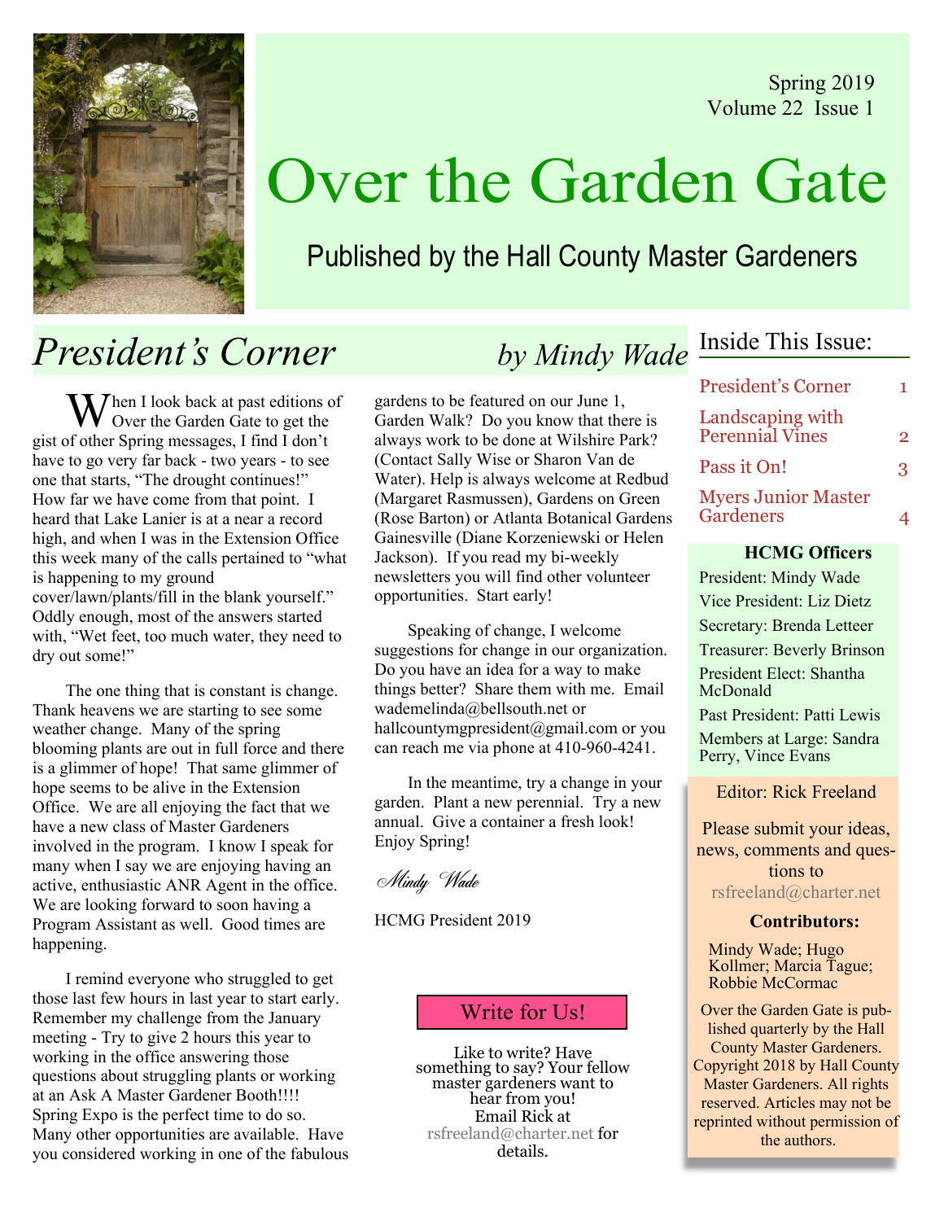Spring 2019
Volume 22 Issue 1

# Over the Garden Gate

Published by the Hall County Master Gardeners

## *President's Corner* *by Mindy Wade*

When I look back at past editions of Over the Garden Gate to get the gist of other Spring messages, I find I don't have to go very far back - two years - to see one that starts, "The drought continues!" How far we have come from that point. I heard that Lake Lanier is at a near a record high, and when I was in the Extension Office this week many of the calls pertained to "what is happening to my ground cover/lawn/plants/fill in the blank yourself." Oddly enough, most of the answers started with, "Wet feet, too much water, they need to dry out some!"

The one thing that is constant is change. Thank heavens we are starting to see some weather change. Many of the spring blooming plants are out in full force and there is a glimmer of hope! That same glimmer of hope seems to be alive in the Extension Office. We are all enjoying the fact that we have a new class of Master Gardeners involved in the program. I know I speak for many when I say we are enjoying having an active, enthusiastic ANR Agent in the office. We are looking forward to soon having a Program Assistant as well. Good times are happening.

I remind everyone who struggled to get those last few hours in last year to start early. Remember my challenge from the January meeting - Try to give 2 hours this year to working in the office answering those questions about struggling plants or working at an Ask A Master Gardener Booth!!!! Spring Expo is the perfect time to do so. Many other opportunities are available. Have you considered working in one of the fabulous gardens to be featured on our June 1, Garden Walk? Do you know that there is always work to be done at Wilshire Park? (Contact Sally Wise or Sharon Van de Water). Help is always welcome at Redbud (Margaret Rasmussen), Gardens on Green (Rose Barton) or Atlanta Botanical Gardens Gainesville (Diane Korzeniewski or Helen Jackson). If you read my bi-weekly newsletters you will find other volunteer opportunities. Start early!

Speaking of change, I welcome suggestions for change in our organization. Do you have an idea for a way to make things better? Share them with me. Email wademelinda@bellsouth.net or hallcountymgpresident@gmail.com or you can reach me via phone at 410-960-4241.

In the meantime, try a change in your garden. Plant a new perennial. Try a new annual. Give a container a fresh look! Enjoy Spring!

*Mindy Wade*

HCMG President 2019

### Write for Us!

Like to write? Have something to say? Your fellow master gardeners want to hear from you! Email Rick at rsfreeland@charter.net for details.

### Inside This Issue:

| | |
|---|---|
| President's Corner | 1 |
| Landscaping with Perennial Vines | 2 |
| Pass it On! | 3 |
| Myers Junior Master Gardeners | 4 |

**HCMG Officers**

President: Mindy Wade
Vice President: Liz Dietz
Secretary: Brenda Letteer
Treasurer: Beverly Brinson
President Elect: Shantha McDonald
Past President: Patti Lewis
Members at Large: Sandra Perry, Vince Evans

Editor: Rick Freeland

Please submit your ideas, news, comments and questions to rsfreeland@charter.net

**Contributors:**

Mindy Wade; Hugo Kollmer; Marcia Tague; Robbie McCormac

Over the Garden Gate is published quarterly by the Hall County Master Gardeners. Copyright 2018 by Hall County Master Gardeners. All rights reserved. Articles may not be reprinted without permission of the authors.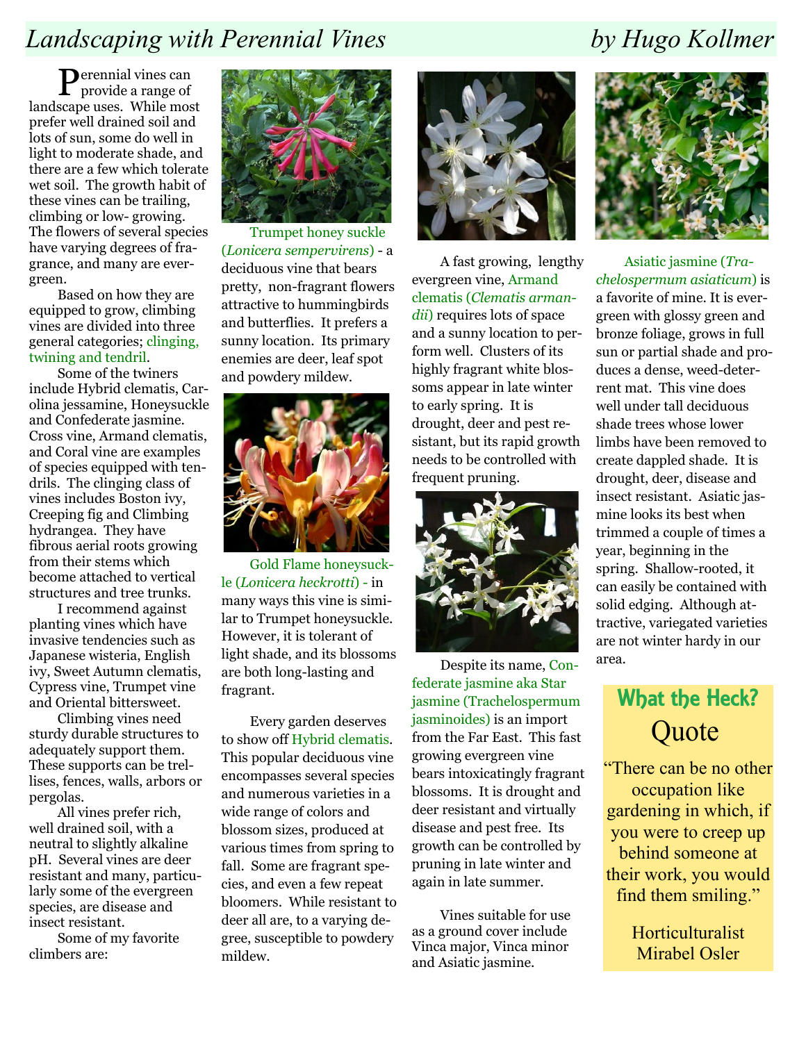# *Landscaping with Perennial Vines* — *by Hugo Kollmer*

Perennial vines can provide a range of landscape uses. While most prefer well drained soil and lots of sun, some do well in light to moderate shade, and there are a few which tolerate wet soil. The growth habit of these vines can be trailing, climbing or low- growing. The flowers of several species have varying degrees of fragrance, and many are evergreen.

Based on how they are equipped to grow, climbing vines are divided into three general categories; clinging, twining and tendril.

Some of the twiners include Hybrid clematis, Carolina jessamine, Honeysuckle and Confederate jasmine. Cross vine, Armand clematis, and Coral vine are examples of species equipped with tendrils. The clinging class of vines includes Boston ivy, Creeping fig and Climbing hydrangea. They have fibrous aerial roots growing from their stems which become attached to vertical structures and tree trunks.

I recommend against planting vines which have invasive tendencies such as Japanese wisteria, English ivy, Sweet Autumn clematis, Cypress vine, Trumpet vine and Oriental bittersweet.

Climbing vines need sturdy durable structures to adequately support them. These supports can be trellises, fences, walls, arbors or pergolas.

All vines prefer rich, well drained soil, with a neutral to slightly alkaline pH. Several vines are deer resistant and many, particularly some of the evergreen species, are disease and insect resistant.

Some of my favorite climbers are:

Trumpet honey suckle (*Lonicera sempervirens*) - a deciduous vine that bears pretty, non-fragrant flowers attractive to hummingbirds and butterflies. It prefers a sunny location. Its primary enemies are deer, leaf spot and powdery mildew.

Gold Flame honeysuckle (*Lonicera heckrotti*) - in many ways this vine is similar to Trumpet honeysuckle. However, it is tolerant of light shade, and its blossoms are both long-lasting and fragrant.

Every garden deserves to show off Hybrid clematis. This popular deciduous vine encompasses several species and numerous varieties in a wide range of colors and blossom sizes, produced at various times from spring to fall. Some are fragrant species, and even a few repeat bloomers. While resistant to deer all are, to a varying degree, susceptible to powdery mildew.

A fast growing, lengthy evergreen vine, Armand clematis (*Clematis armandii*) requires lots of space and a sunny location to perform well. Clusters of its highly fragrant white blossoms appear in late winter to early spring. It is drought, deer and pest resistant, but its rapid growth needs to be controlled with frequent pruning.

Despite its name, Confederate jasmine aka Star jasmine (Trachelospermum jasminoides) is an import from the Far East. This fast growing evergreen vine bears intoxicatingly fragrant blossoms. It is drought and deer resistant and virtually disease and pest free. Its growth can be controlled by pruning in late winter and again in late summer.

Vines suitable for use as a ground cover include Vinca major, Vinca minor and Asiatic jasmine.

Asiatic jasmine (*Trachelospermum asiaticum*) is a favorite of mine. It is evergreen with glossy green and bronze foliage, grows in full sun or partial shade and produces a dense, weed-deterrent mat. This vine does well under tall deciduous shade trees whose lower limbs have been removed to create dappled shade. It is drought, deer, disease and insect resistant. Asiatic jasmine looks its best when trimmed a couple of times a year, beginning in the spring. Shallow-rooted, it can easily be contained with solid edging. Although attractive, variegated varieties are not winter hardy in our area.

## What the Heck? Quote

"There can be no other occupation like gardening in which, if you were to creep up behind someone at their work, you would find them smiling."

Horticulturalist Mirabel Osler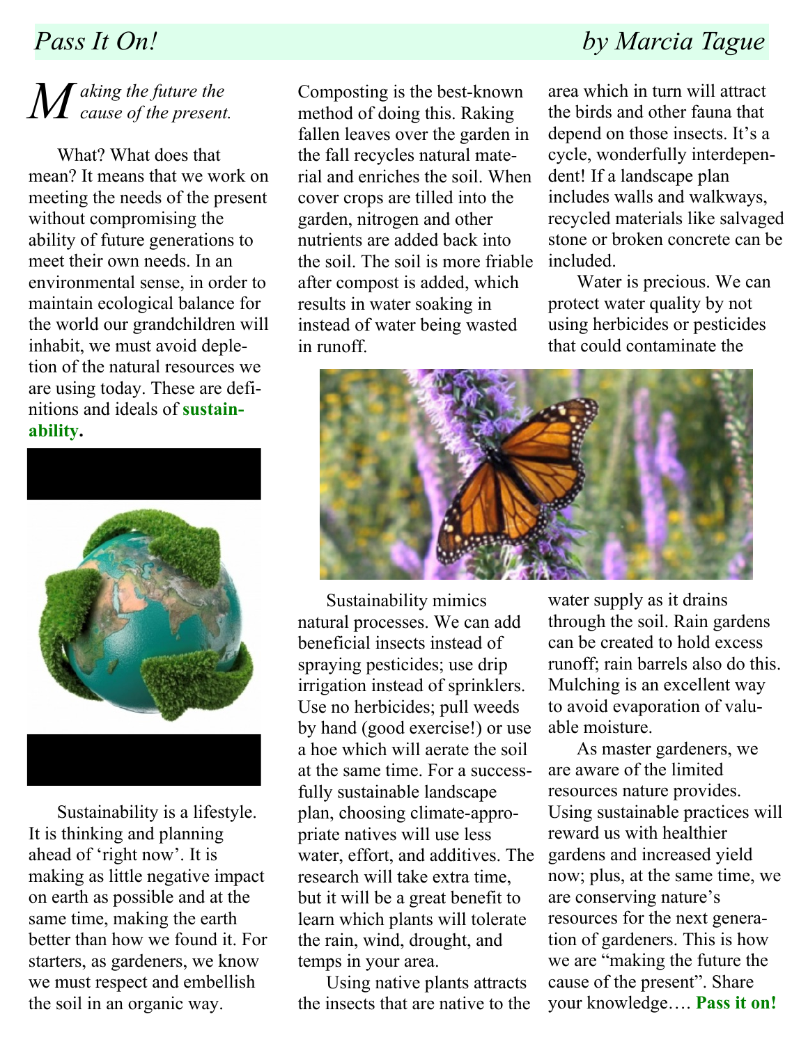# Pass It On!

*by Marcia Tague*

*Making the future the cause of the present.*

What? What does that mean? It means that we work on meeting the needs of the present without compromising the ability of future generations to meet their own needs. In an environmental sense, in order to maintain ecological balance for the world our grandchildren will inhabit, we must avoid depletion of the natural resources we are using today. These are definitions and ideals of **sustainability.**

Sustainability is a lifestyle. It is thinking and planning ahead of 'right now'. It is making as little negative impact on earth as possible and at the same time, making the earth better than how we found it. For starters, as gardeners, we know we must respect and embellish the soil in an organic way. Composting is the best-known method of doing this. Raking fallen leaves over the garden in the fall recycles natural material and enriches the soil. When cover crops are tilled into the garden, nitrogen and other nutrients are added back into the soil. The soil is more friable after compost is added, which results in water soaking in instead of water being wasted in runoff.

Sustainability mimics natural processes. We can add beneficial insects instead of spraying pesticides; use drip irrigation instead of sprinklers. Use no herbicides; pull weeds by hand (good exercise!) or use a hoe which will aerate the soil at the same time. For a successfully sustainable landscape plan, choosing climate-appropriate natives will use less water, effort, and additives. The research will take extra time, but it will be a great benefit to learn which plants will tolerate the rain, wind, drought, and temps in your area.

Using native plants attracts the insects that are native to the area which in turn will attract the birds and other fauna that depend on those insects. It's a cycle, wonderfully interdependent! If a landscape plan includes walls and walkways, recycled materials like salvaged stone or broken concrete can be included.

Water is precious. We can protect water quality by not using herbicides or pesticides that could contaminate the water supply as it drains through the soil. Rain gardens can be created to hold excess runoff; rain barrels also do this. Mulching is an excellent way to avoid evaporation of valuable moisture.

As master gardeners, we are aware of the limited resources nature provides. Using sustainable practices will reward us with healthier gardens and increased yield now; plus, at the same time, we are conserving nature's resources for the next generation of gardeners. This is how we are "making the future the cause of the present". Share your knowledge…. **Pass it on!**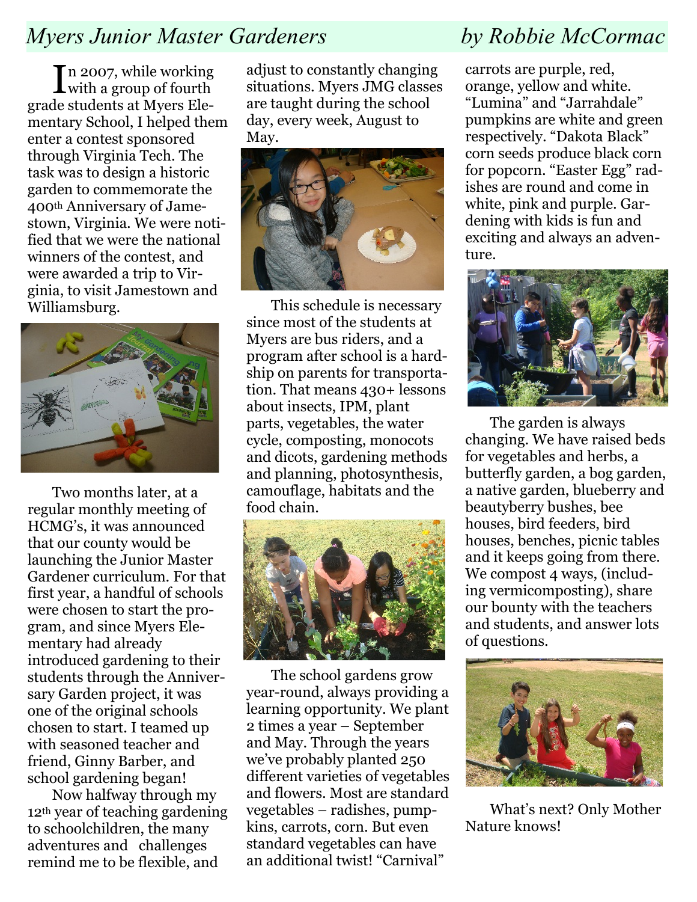# *Myers Junior Master Gardeners* *by Robbie McCormac*

In 2007, while working with a group of fourth grade students at Myers Elementary School, I helped them enter a contest sponsored through Virginia Tech. The task was to design a historic garden to commemorate the 400th Anniversary of Jamestown, Virginia. We were notified that we were the national winners of the contest, and were awarded a trip to Virginia, to visit Jamestown and Williamsburg.

Two months later, at a regular monthly meeting of HCMG's, it was announced that our county would be launching the Junior Master Gardener curriculum. For that first year, a handful of schools were chosen to start the program, and since Myers Elementary had already introduced gardening to their students through the Anniversary Garden project, it was one of the original schools chosen to start. I teamed up with seasoned teacher and friend, Ginny Barber, and school gardening began!

Now halfway through my 12th year of teaching gardening to schoolchildren, the many adventures and challenges remind me to be flexible, and adjust to constantly changing situations. Myers JMG classes are taught during the school day, every week, August to May.

This schedule is necessary since most of the students at Myers are bus riders, and a program after school is a hardship on parents for transportation. That means 430+ lessons about insects, IPM, plant parts, vegetables, the water cycle, composting, monocots and dicots, gardening methods and planning, photosynthesis, camouflage, habitats and the food chain.

The school gardens grow year-round, always providing a learning opportunity. We plant 2 times a year – September and May. Through the years we've probably planted 250 different varieties of vegetables and flowers. Most are standard vegetables – radishes, pumpkins, carrots, corn. But even standard vegetables can have an additional twist! "Carnival" carrots are purple, red, orange, yellow and white. "Lumina" and "Jarrahdale" pumpkins are white and green respectively. "Dakota Black" corn seeds produce black corn for popcorn. "Easter Egg" radishes are round and come in white, pink and purple. Gardening with kids is fun and exciting and always an adventure.

The garden is always changing. We have raised beds for vegetables and herbs, a butterfly garden, a bog garden, a native garden, blueberry and beautyberry bushes, bee houses, bird feeders, bird houses, benches, picnic tables and it keeps going from there. We compost 4 ways, (including vermicomposting), share our bounty with the teachers and students, and answer lots of questions.

What's next? Only Mother Nature knows!